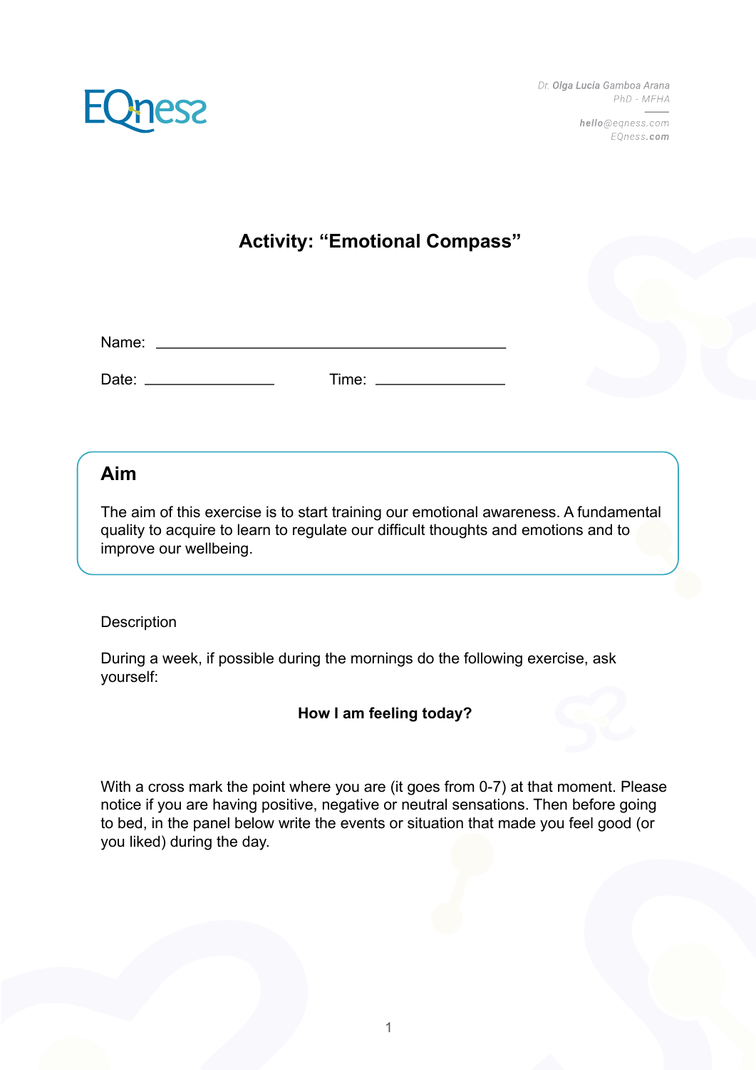EQness

Dr. **Olga Lucia** Gamboa Arana
PhD - MFHA

**hello**@eqness.com
EQness.**com**

# Activity: “Emotional Compass”

Name: ______________________________________________

Date: _________________ Time: _________________

## Aim

The aim of this exercise is to start training our emotional awareness. A fundamental quality to acquire to learn to regulate our difficult thoughts and emotions and to improve our wellbeing.

Description

During a week, if possible during the mornings do the following exercise, ask yourself:

**How I am feeling today?**

With a cross mark the point where you are (it goes from 0-7) at that moment. Please notice if you are having positive, negative or neutral sensations. Then before going to bed, in the panel below write the events or situation that made you feel good (or you liked) during the day.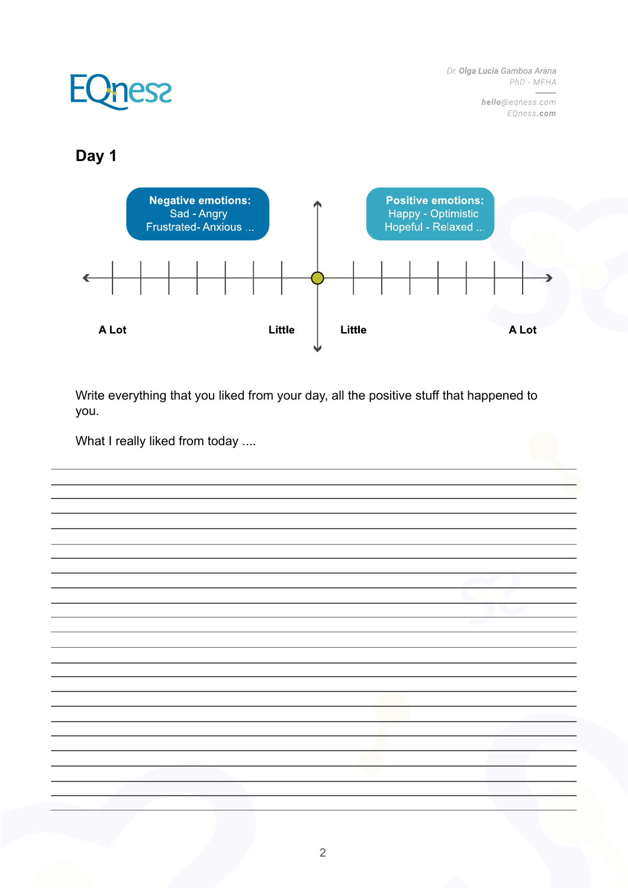# Day 1

**Negative emotions:**
Sad - Angry
Frustrated- Anxious ...

**Positive emotions:**
Happy - Optimistic
Hopeful - Relaxed ...

**A Lot** **Little** **Little** **A Lot**

Write everything that you liked from your day, all the positive stuff that happened to you.

What I really liked from today ....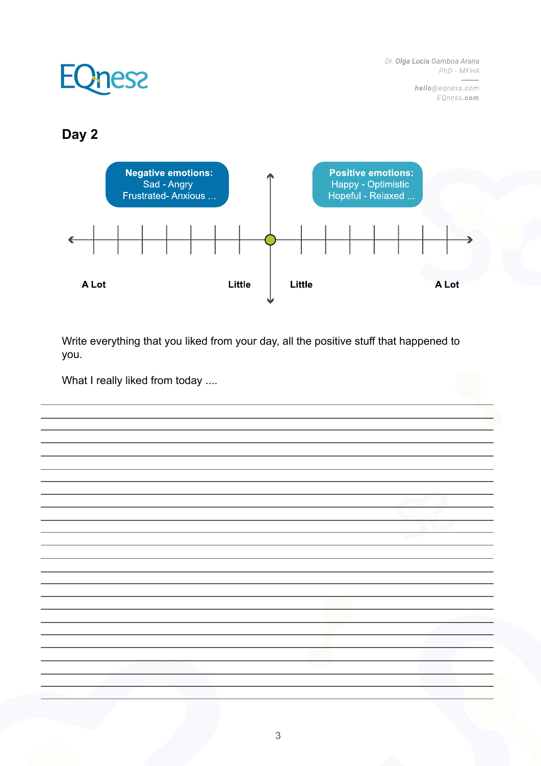## Day 2

**Negative emotions:**
Sad - Angry
Frustrated- Anxious ...

**Positive emotions:**
Happy - Optimistic
Hopeful - Relaxed ...

**A Lot** **Little** **Little** **A Lot**

Write everything that you liked from your day, all the positive stuff that happened to you.

What I really liked from today ....

___

___

___

___

___

___

___

___

___

___

___

___

___

___

___

___

___

___

___

___

___

___

___

___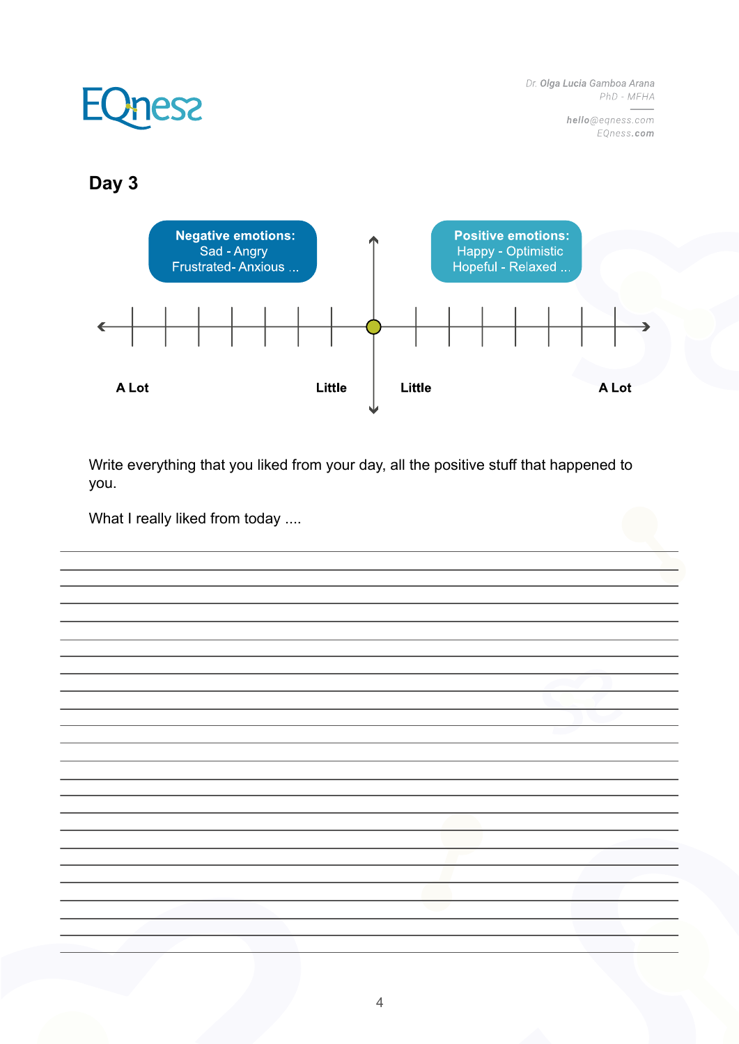## Day 3

**Negative emotions:**
Sad - Angry
Frustrated- Anxious ...

**Positive emotions:**
Happy - Optimistic
Hopeful - Relaxed ...

**A Lot** **Little** **Little** **A Lot**

Write everything that you liked from your day, all the positive stuff that happened to you.

What I really liked from today ....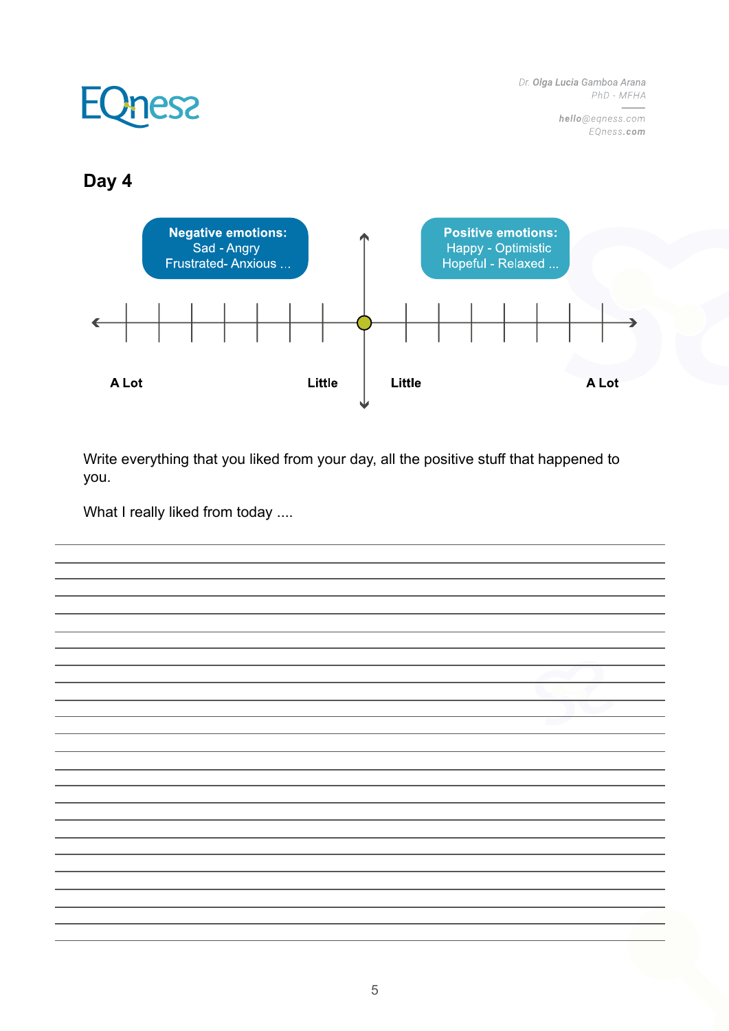## Day 4

**Negative emotions:**
Sad - Angry
Frustrated- Anxious ...

**Positive emotions:**
Happy - Optimistic
Hopeful - Relaxed ...

**A Lot** **Little** **Little** **A Lot**

Write everything that you liked from your day, all the positive stuff that happened to you.

What I really liked from today ....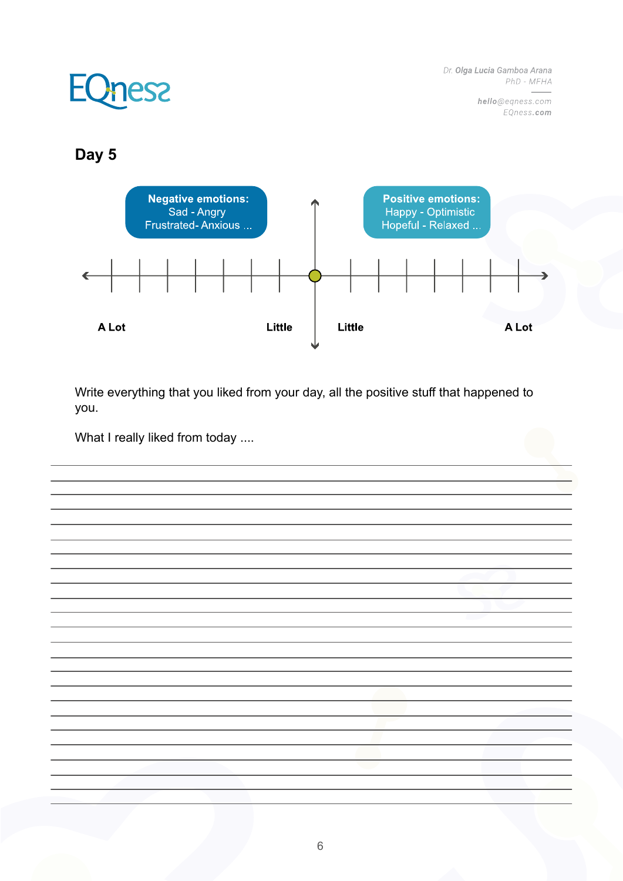## Day 5

**Negative emotions:**
Sad - Angry
Frustrated- Anxious ...

**Positive emotions:**
Happy - Optimistic
Hopeful - Relaxed ...

**A Lot** **Little** **Little** **A Lot**

Write everything that you liked from your day, all the positive stuff that happened to you.

What I really liked from today ....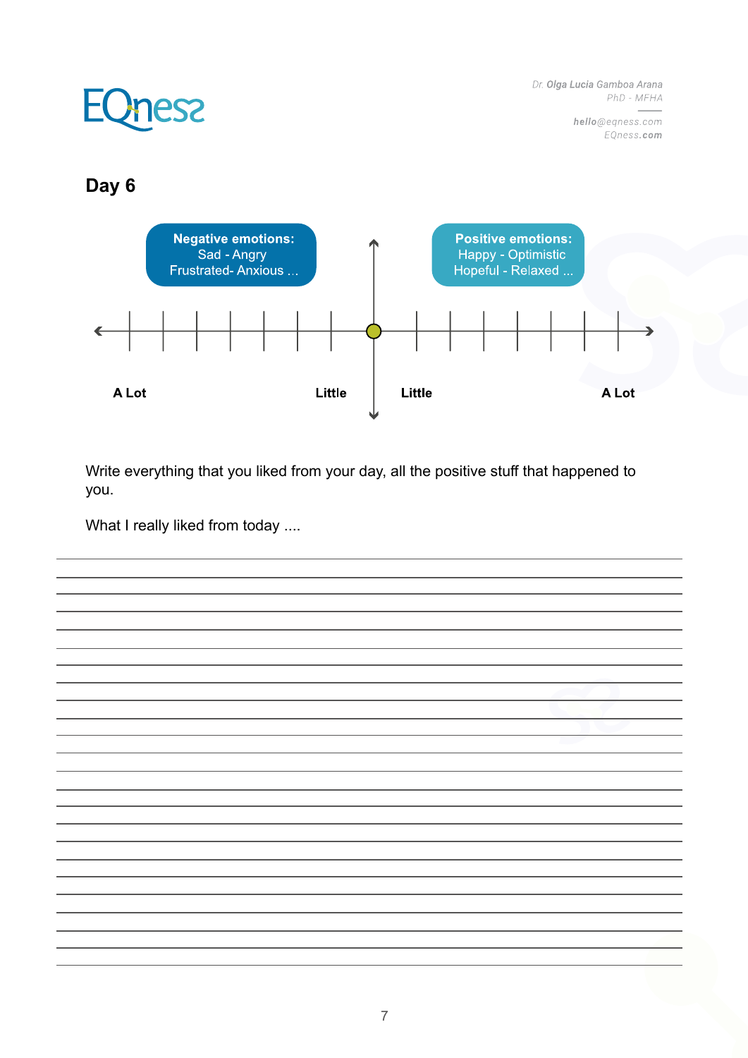## Day 6

**Negative emotions:**
Sad - Angry
Frustrated- Anxious ...

**Positive emotions:**
Happy - Optimistic
Hopeful - Relaxed ...

**A Lot** **Little** **Little** **A Lot**

Write everything that you liked from your day, all the positive stuff that happened to you.

What I really liked from today ....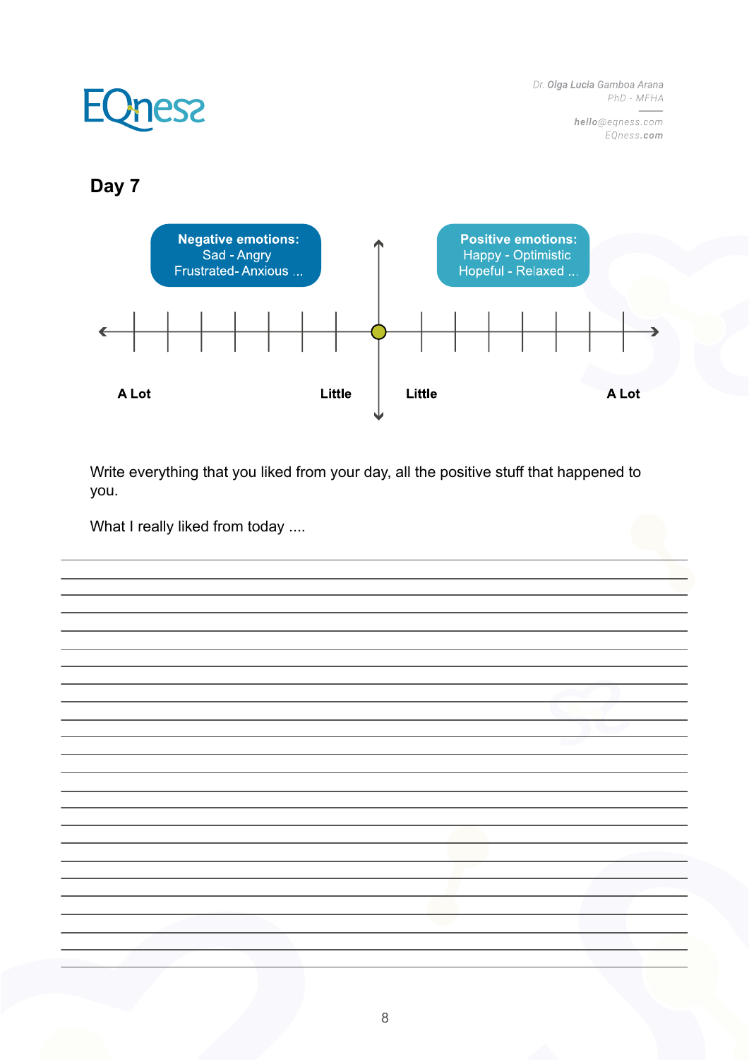## Day 7

**Negative emotions:**
Sad - Angry
Frustrated- Anxious ...

**Positive emotions:**
Happy - Optimistic
Hopeful - Relaxed ...

**A Lot** **Little** **Little** **A Lot**

Write everything that you liked from your day, all the positive stuff that happened to you.

What I really liked from today ....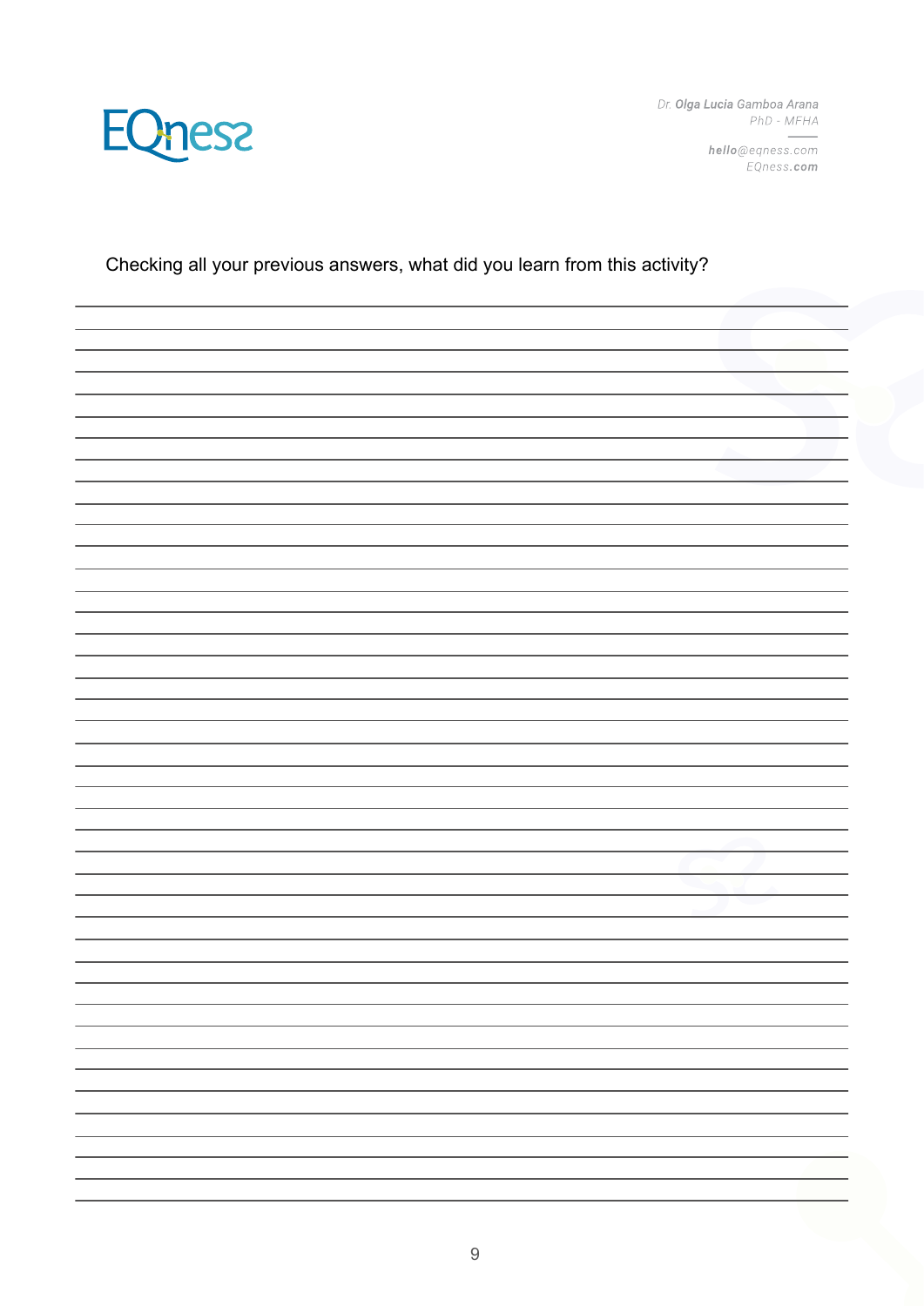Checking all your previous answers, what did you learn from this activity?